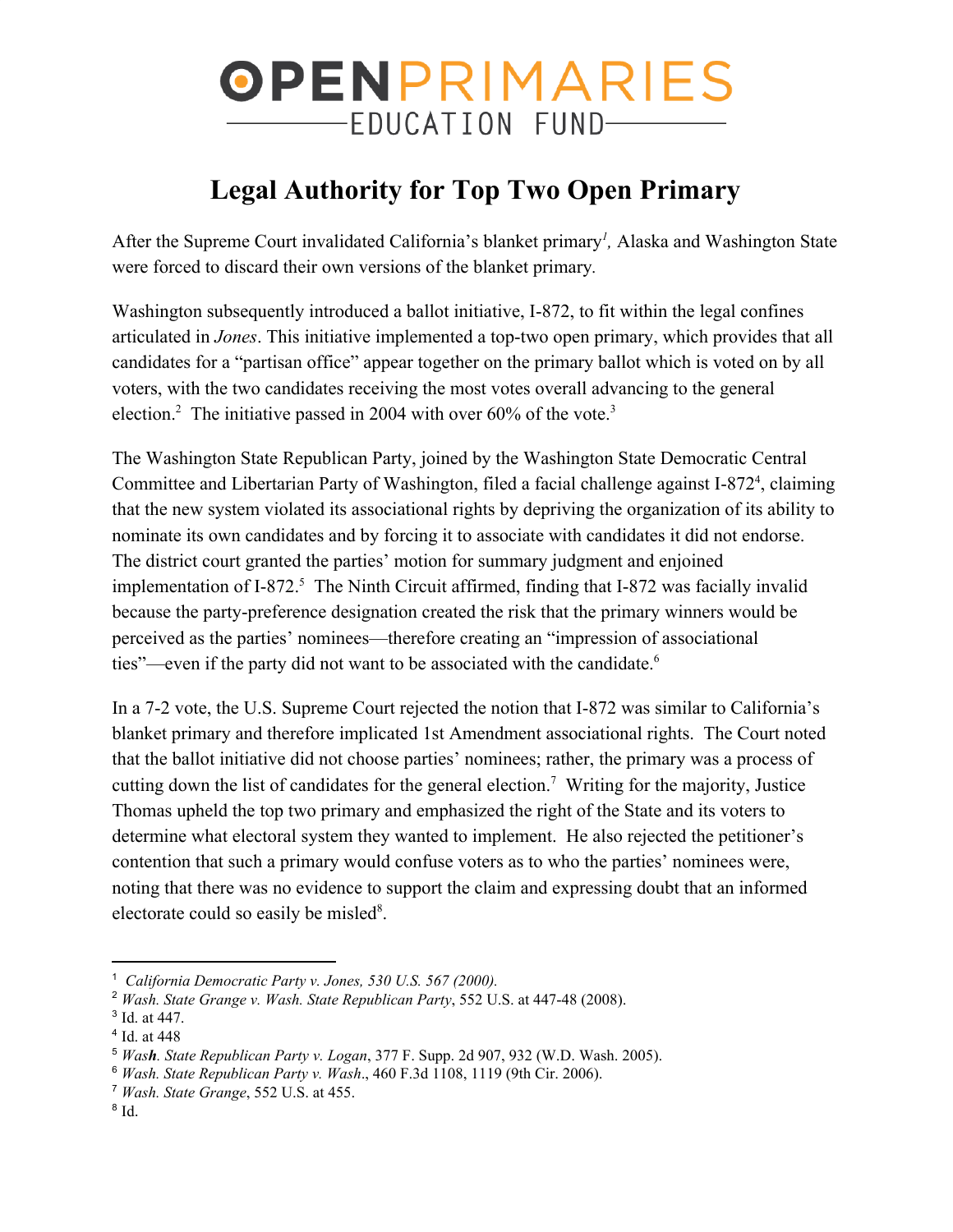OPENPRIMARIES EDUCATION FUND

# Legal Authority for Top Two Open Primary

After the Supreme Court invalidated California's blanket primary[1], Alaska and Washington State were forced to discard their own versions of the blanket primary.

Washington subsequently introduced a ballot initiative, I-872, to fit within the legal confines articulated in *Jones*. This initiative implemented a top-two open primary, which provides that all candidates for a "partisan office" appear together on the primary ballot which is voted on by all voters, with the two candidates receiving the most votes overall advancing to the general election.[2] The initiative passed in 2004 with over 60% of the vote.[3]

The Washington State Republican Party, joined by the Washington State Democratic Central Committee and Libertarian Party of Washington, filed a facial challenge against I-872[4], claiming that the new system violated its associational rights by depriving the organization of its ability to nominate its own candidates and by forcing it to associate with candidates it did not endorse. The district court granted the parties' motion for summary judgment and enjoined implementation of I-872.[5] The Ninth Circuit affirmed, finding that I-872 was facially invalid because the party-preference designation created the risk that the primary winners would be perceived as the parties' nominees—therefore creating an "impression of associational ties"—even if the party did not want to be associated with the candidate.[6]

In a 7-2 vote, the U.S. Supreme Court rejected the notion that I-872 was similar to California's blanket primary and therefore implicated 1st Amendment associational rights. The Court noted that the ballot initiative did not choose parties' nominees; rather, the primary was a process of cutting down the list of candidates for the general election.[7] Writing for the majority, Justice Thomas upheld the top two primary and emphasized the right of the State and its voters to determine what electoral system they wanted to implement. He also rejected the petitioner's contention that such a primary would confuse voters as to who the parties' nominees were, noting that there was no evidence to support the claim and expressing doubt that an informed electorate could so easily be misled[8].

---

[1] *California Democratic Party v. Jones, 530 U.S. 567 (2000).*

[2] *Wash. State Grange v. Wash. State Republican Party*, 552 U.S. at 447-48 (2008).

[3] Id. at 447.

[4] Id. at 448

[5] *Wash. State Republican Party v. Logan*, 377 F. Supp. 2d 907, 932 (W.D. Wash. 2005).

[6] *Wash. State Republican Party v. Wash*., 460 F.3d 1108, 1119 (9th Cir. 2006).

[7] *Wash. State Grange*, 552 U.S. at 455.

[8] Id.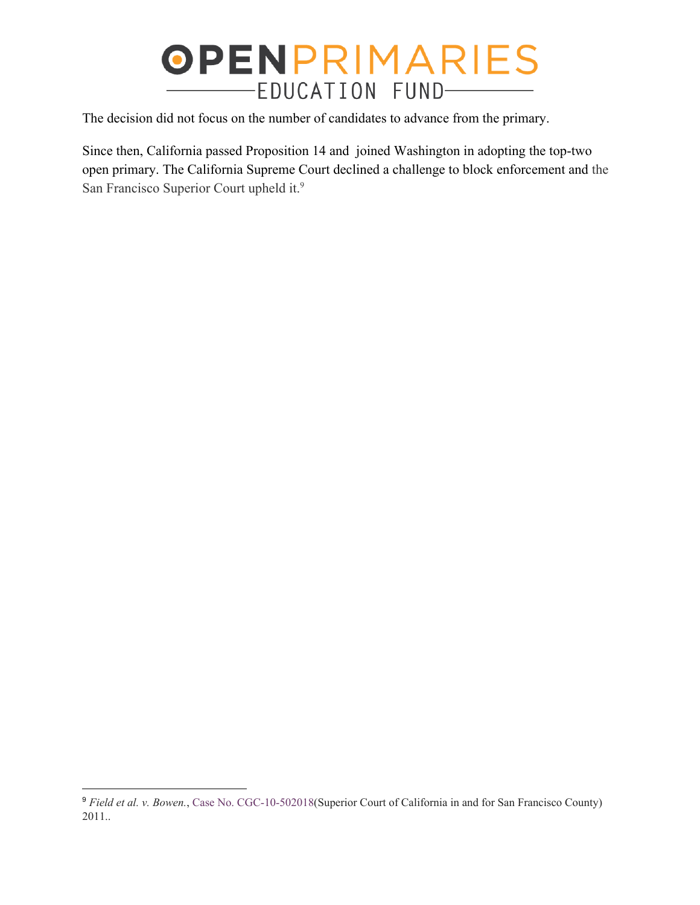The decision did not focus on the number of candidates to advance from the primary.

Since then, California passed Proposition 14 and joined Washington in adopting the top-two open primary. The California Supreme Court declined a challenge to block enforcement and the San Francisco Superior Court upheld it.[9]

---

[9] *Field et al. v. Bowen.*, Case No. CGC-10-502018(Superior Court of California in and for San Francisco County) 2011..